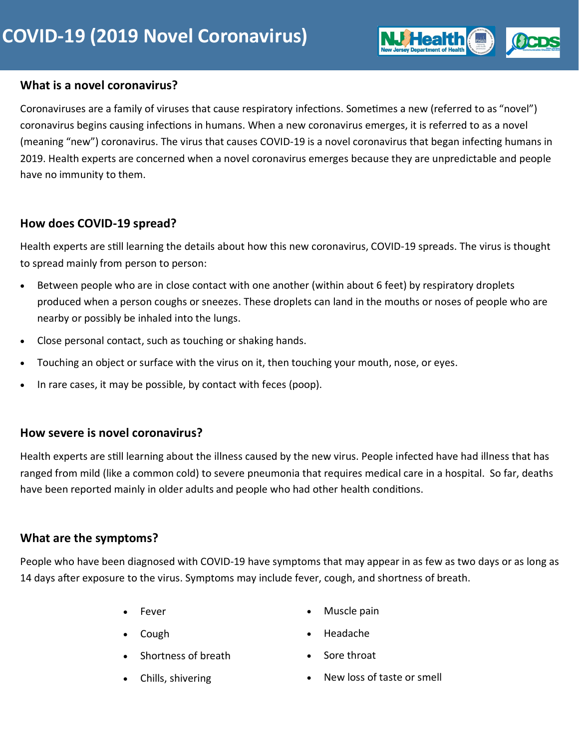# COVID-19 (2019 Novel Coronavirus)

## What is a novel coronavirus?

Coronaviruses are a family of viruses that cause respiratory infections. Sometimes a new (referred to as "novel") coronavirus begins causing infections in humans. When a new coronavirus emerges, it is referred to as a novel (meaning "new") coronavirus. The virus that causes COVID-19 is a novel coronavirus that began infecting humans in 2019. Health experts are concerned when a novel coronavirus emerges because they are unpredictable and people have no immunity to them.

## How does COVID-19 spread?

Health experts are still learning the details about how this new coronavirus, COVID-19 spreads. The virus is thought to spread mainly from person to person:

- Between people who are in close contact with one another (within about 6 feet) by respiratory droplets produced when a person coughs or sneezes. These droplets can land in the mouths or noses of people who are nearby or possibly be inhaled into the lungs.
- Close personal contact, such as touching or shaking hands.
- Touching an object or surface with the virus on it, then touching your mouth, nose, or eyes.
- In rare cases, it may be possible, by contact with feces (poop).

## How severe is novel coronavirus?

Health experts are still learning about the illness caused by the new virus. People infected have had illness that has ranged from mild (like a common cold) to severe pneumonia that requires medical care in a hospital. So far, deaths have been reported mainly in older adults and people who had other health conditions.

## What are the symptoms?

People who have been diagnosed with COVID-19 have symptoms that may appear in as few as two days or as long as 14 days after exposure to the virus. Symptoms may include fever, cough, and shortness of breath.

- Fever
- Cough
- Shortness of breath
- Chills, shivering
- Muscle pain
- Headache
- Sore throat
- New loss of taste or smell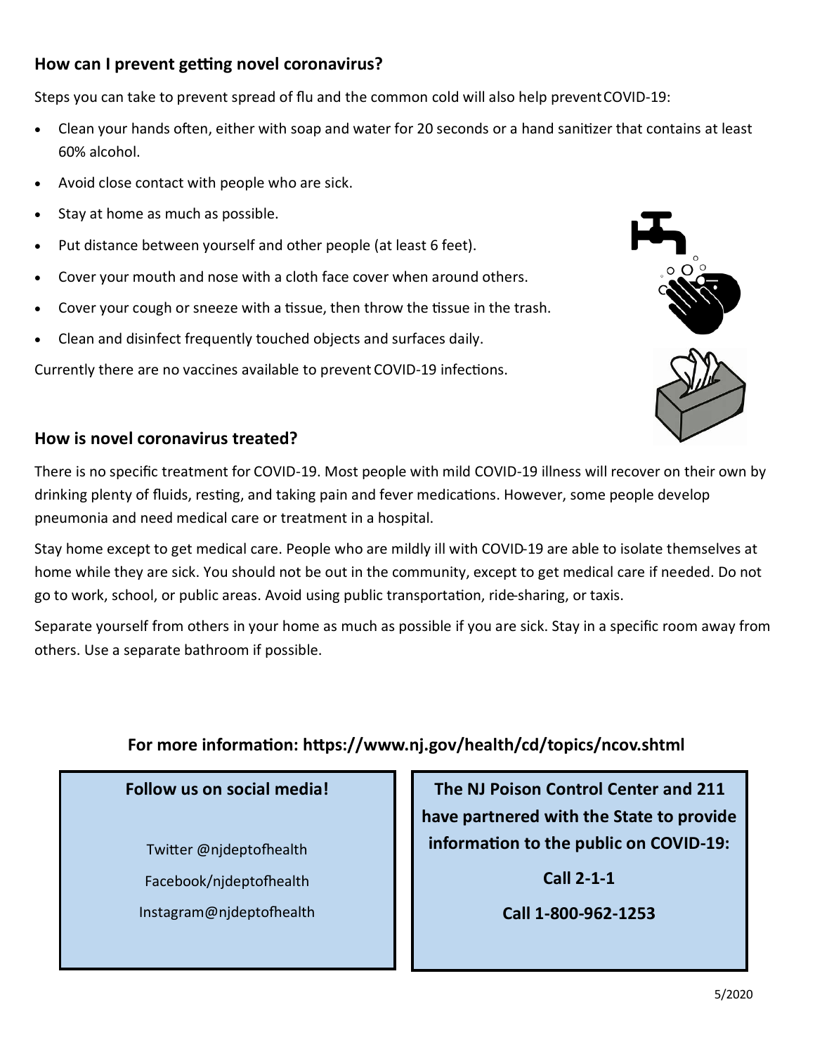## How can I prevent getting novel coronavirus?

Steps you can take to prevent spread of flu and the common cold will also help prevent COVID-19:

- Clean your hands often, either with soap and water for 20 seconds or a hand sanitizer that contains at least 60% alcohol.
- Avoid close contact with people who are sick.
- Stay at home as much as possible.
- Put distance between yourself and other people (at least 6 feet).
- Cover your mouth and nose with a cloth face cover when around others.
- Cover your cough or sneeze with a tissue, then throw the tissue in the trash.
- Clean and disinfect frequently touched objects and surfaces daily.

Currently there are no vaccines available to prevent COVID-19 infections.

## How is novel coronavirus treated?

There is no specific treatment for COVID-19. Most people with mild COVID-19 illness will recover on their own by drinking plenty of fluids, resting, and taking pain and fever medications. However, some people develop pneumonia and need medical care or treatment in a hospital.

Stay home except to get medical care. People who are mildly ill with COVID-19 are able to isolate themselves at home while they are sick. You should not be out in the community, except to get medical care if needed. Do not go to work, school, or public areas. Avoid using public transportation, ride-sharing, or taxis.

Separate yourself from others in your home as much as possible if you are sick. Stay in a specific room away from others. Use a separate bathroom if possible.

**For more information: https://www.nj.gov/health/cd/topics/ncov.shtml**

**Follow us on social media!**

Twitter @njdeptofhealth

Facebook/njdeptofhealth

Instagram@njdeptofhealth

**The NJ Poison Control Center and 211 have partnered with the State to provide information to the public on COVID-19:**

**Call 2-1-1**

**Call 1-800-962-1253**

5/2020